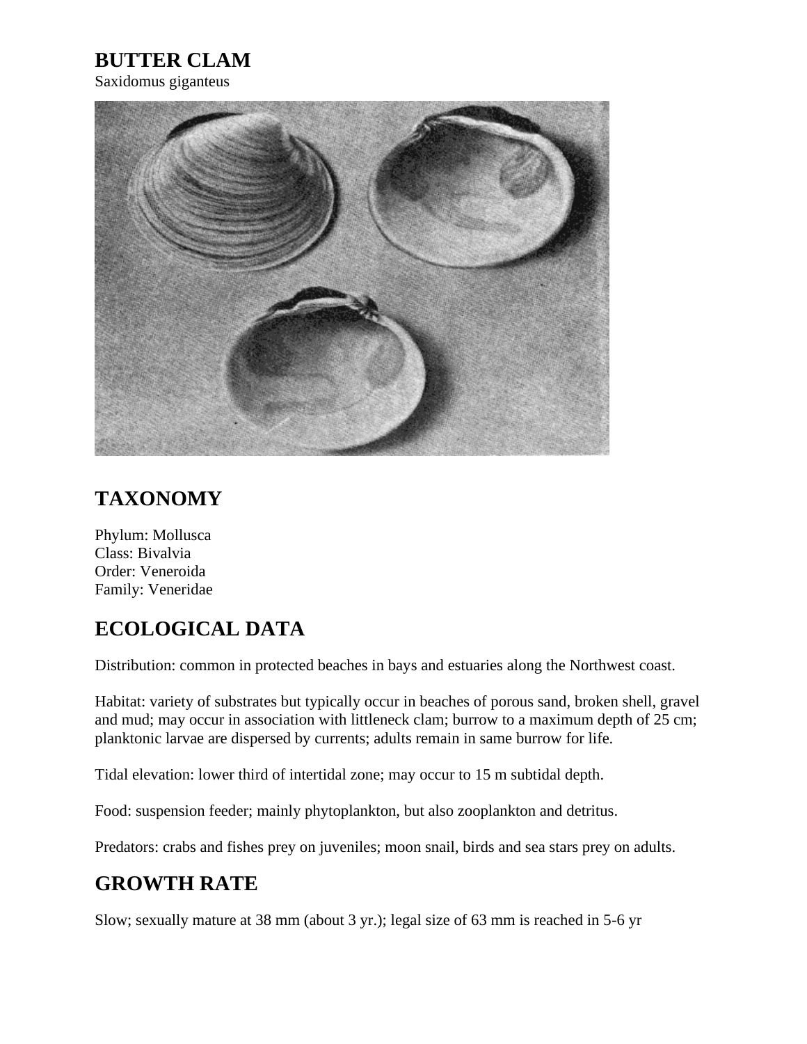# BUTTER CLAM

Saxidomus giganteus

## TAXONOMY

Phylum: Mollusca
Class: Bivalvia
Order: Veneroida
Family: Veneridae

## ECOLOGICAL DATA

Distribution: common in protected beaches in bays and estuaries along the Northwest coast.

Habitat: variety of substrates but typically occur in beaches of porous sand, broken shell, gravel and mud; may occur in association with littleneck clam; burrow to a maximum depth of 25 cm; planktonic larvae are dispersed by currents; adults remain in same burrow for life.

Tidal elevation: lower third of intertidal zone; may occur to 15 m subtidal depth.

Food: suspension feeder; mainly phytoplankton, but also zooplankton and detritus.

Predators: crabs and fishes prey on juveniles; moon snail, birds and sea stars prey on adults.

## GROWTH RATE

Slow; sexually mature at 38 mm (about 3 yr.); legal size of 63 mm is reached in 5-6 yr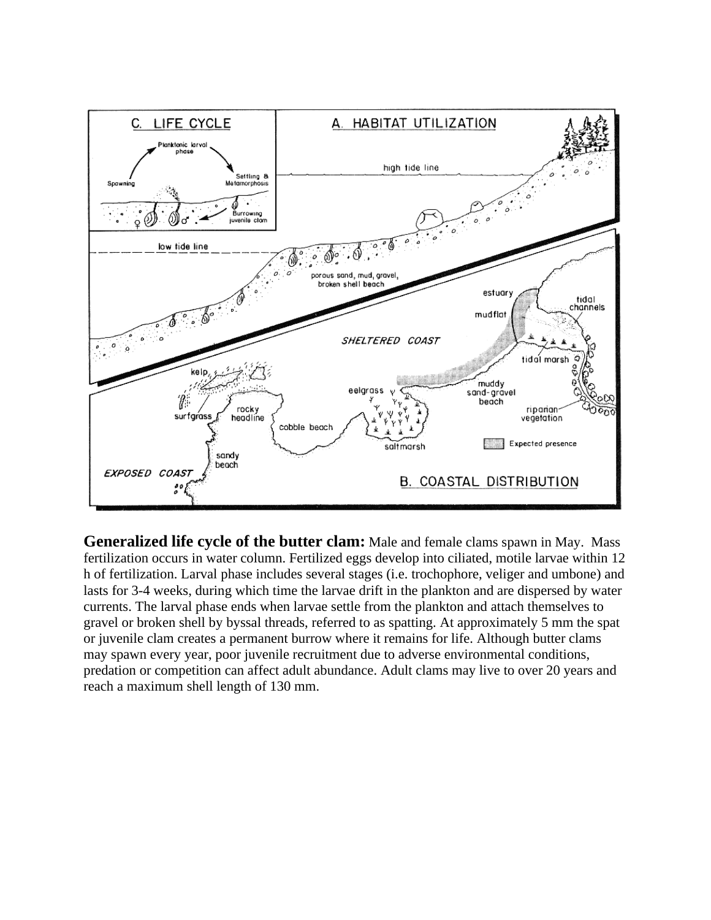C. LIFE CYCLE

Planktonic larval phase

Spawning

Settling & Metamorphosis

Burrowing juvenile clam

A. HABITAT UTILIZATION

high tide line

low tide line

porous sand, mud, gravel, broken shell beach

SHELTERED COAST

estuary

mudflat

tidal channels

tidal marsh

kelp

surfgrass

rocky headline

eelgrass

muddy sand-gravel beach

riparian vegetation

cobble beach

saltmarsh

Expected presence

sandy beach

EXPOSED COAST

B. COASTAL DISTRIBUTION

**Generalized life cycle of the butter clam:** Male and female clams spawn in May. Mass fertilization occurs in water column. Fertilized eggs develop into ciliated, motile larvae within 12 h of fertilization. Larval phase includes several stages (i.e. trochophore, veliger and umbone) and lasts for 3-4 weeks, during which time the larvae drift in the plankton and are dispersed by water currents. The larval phase ends when larvae settle from the plankton and attach themselves to gravel or broken shell by byssal threads, referred to as spatting. At approximately 5 mm the spat or juvenile clam creates a permanent burrow where it remains for life. Although butter clams may spawn every year, poor juvenile recruitment due to adverse environmental conditions, predation or competition can affect adult abundance. Adult clams may live to over 20 years and reach a maximum shell length of 130 mm.